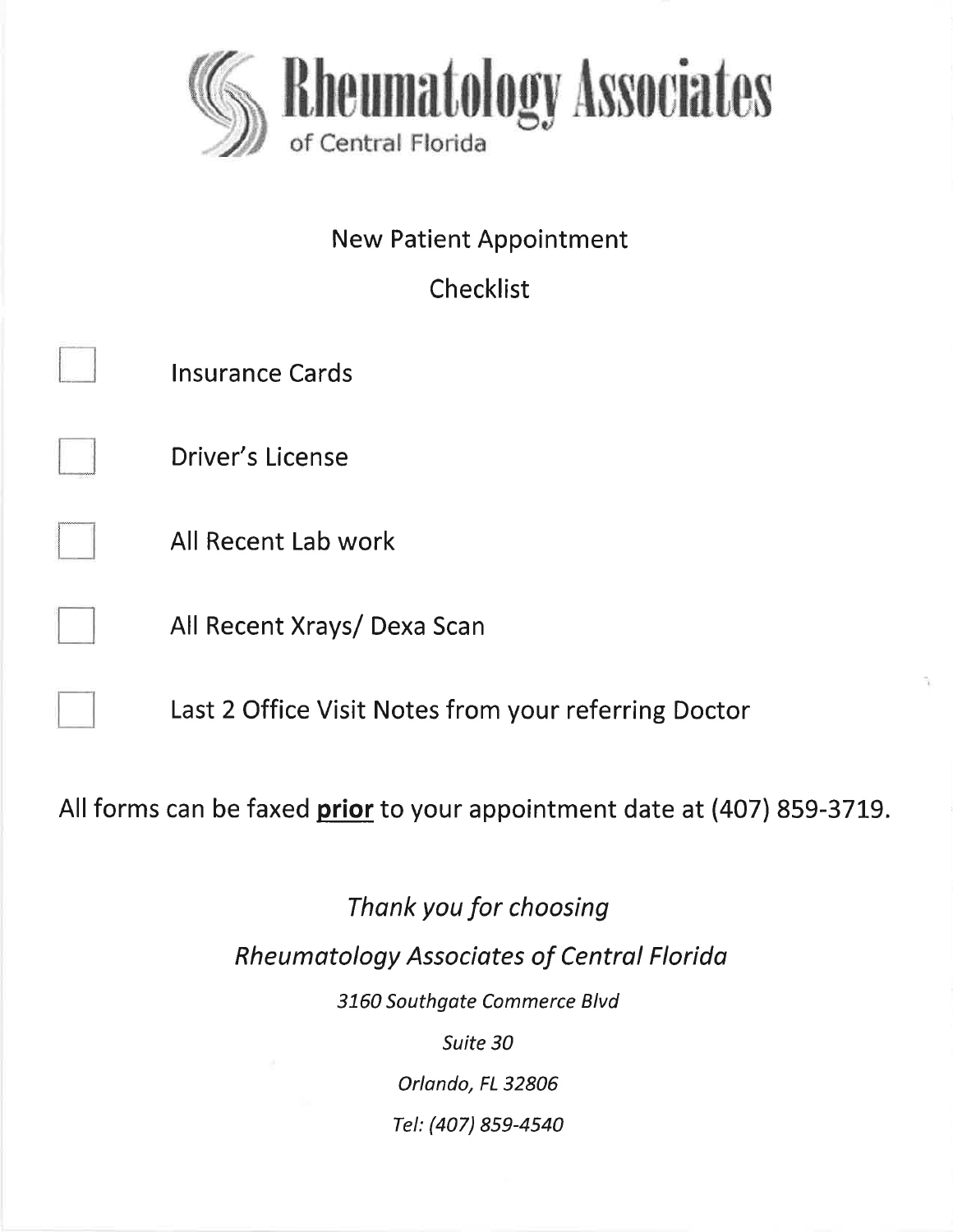# Rheumatology Associates of Central Florida

## New Patient Appointment

## Checklist

- [ ] Insurance Cards
- [ ] Driver's License
- [ ] All Recent Lab work
- [ ] All Recent Xrays/ Dexa Scan
- [ ] Last 2 Office Visit Notes from your referring Doctor

All forms can be faxed **prior** to your appointment date at (407) 859-3719.

*Thank you for choosing*

*Rheumatology Associates of Central Florida*

*3160 Southgate Commerce Blvd*

*Suite 30*

*Orlando, FL 32806*

*Tel: (407) 859-4540*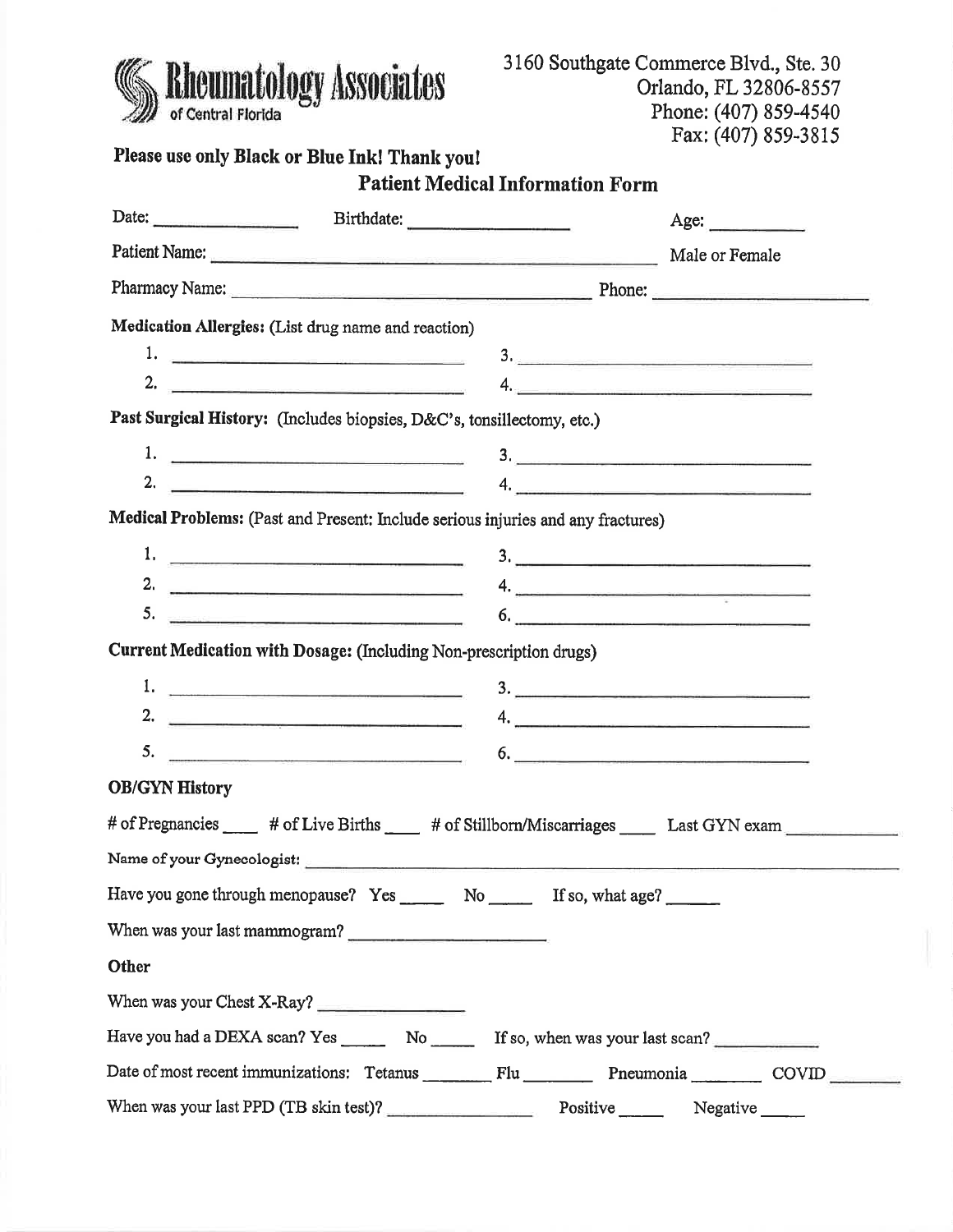**Rheumatology Associates**
of Central Florida

3160 Southgate Commerce Blvd., Ste. 30
Orlando, FL 32806-8557
Phone: (407) 859-4540
Fax: (407) 859-3815

**Please use only Black or Blue Ink! Thank you!**

## Patient Medical Information Form

Date: ______________ Birthdate: ________________ Age: __________

Patient Name: ______________________________________________ Male or Female

Pharmacy Name: ____________________________________ Phone: ____________________

**Medication Allergies:** (List drug name and reaction)

1. ______________________________ 3. ______________________________
2. ______________________________ 4. ______________________________

**Past Surgical History:** (Includes biopsies, D&C's, tonsillectomy, etc.)

1. ______________________________ 3. ______________________________
2. ______________________________ 4. ______________________________

**Medical Problems:** (Past and Present: Include serious injuries and any fractures)

1. ______________________________ 3. ______________________________
2. ______________________________ 4. ______________________________
5. ______________________________ 6. ______________________________

**Current Medication with Dosage:** (Including Non-prescription drugs)

1. ______________________________ 3. ______________________________
2. ______________________________ 4. ______________________________
5. ______________________________ 6. ______________________________

**OB/GYN History**

# of Pregnancies ____ # of Live Births ____ # of Stillborn/Miscarriages ____ Last GYN exam ____________

Name of your Gynecologist: ____________________________________________________________

Have you gone through menopause? Yes _____ No _____ If so, what age? ______

When was your last mammogram? ____________________

**Other**

When was your Chest X-Ray? ________________

Have you had a DEXA scan? Yes _____ No _____ If so, when was your last scan? ____________

Date of most recent immunizations: Tetanus ________ Flu ________ Pneumonia ________ COVID ________

When was your last PPD (TB skin test)? ________________ Positive _____ Negative _____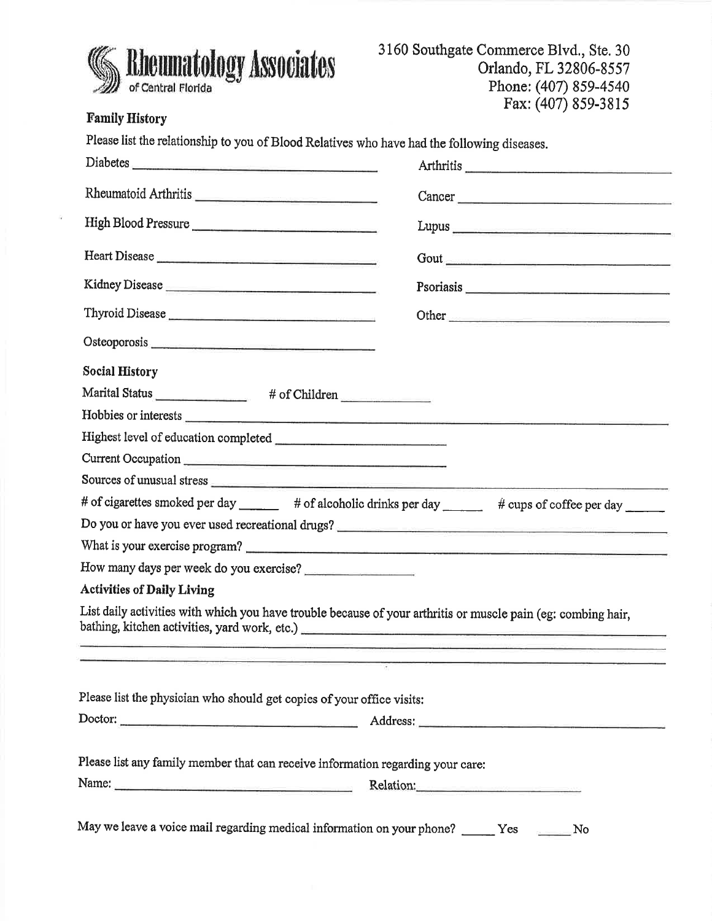**Rheumatology Associates** of Central Florida

3160 Southgate Commerce Blvd., Ste. 30
Orlando, FL 32806-8557
Phone: (407) 859-4540
Fax: (407) 859-3815

## Family History

Please list the relationship to you of Blood Relatives who have had the following diseases.

| | |
|---|---|
| Diabetes ______________________ | Arthritis ______________________ |
| Rheumatoid Arthritis ______________________ | Cancer ______________________ |
| High Blood Pressure ______________________ | Lupus ______________________ |
| Heart Disease ______________________ | Gout ______________________ |
| Kidney Disease ______________________ | Psoriasis ______________________ |
| Thyroid Disease ______________________ | Other ______________________ |
| Osteoporosis ______________________ | |

## Social History

Marital Status ____________ # of Children ____________

Hobbies or interests ______________________________________________

Highest level of education completed ______________________

Current Occupation ______________________

Sources of unusual stress ______________________________________________

# of cigarettes smoked per day ______ # of alcoholic drinks per day ______ # cups of coffee per day ______

Do you or have you ever used recreational drugs? ______________________

What is your exercise program? ______________________

How many days per week do you exercise? ______________

## Activities of Daily Living

List daily activities with which you have trouble because of your arthritis or muscle pain (eg: combing hair, bathing, kitchen activities, yard work, etc.) ______________________________________________

______________________________________________

______________________________________________

Please list the physician who should get copies of your office visits:

Doctor: ______________________ Address: ______________________

Please list any family member that can receive information regarding your care:

Name: ______________________ Relation: ______________________

May we leave a voice mail regarding medical information on your phone? _____ Yes _____ No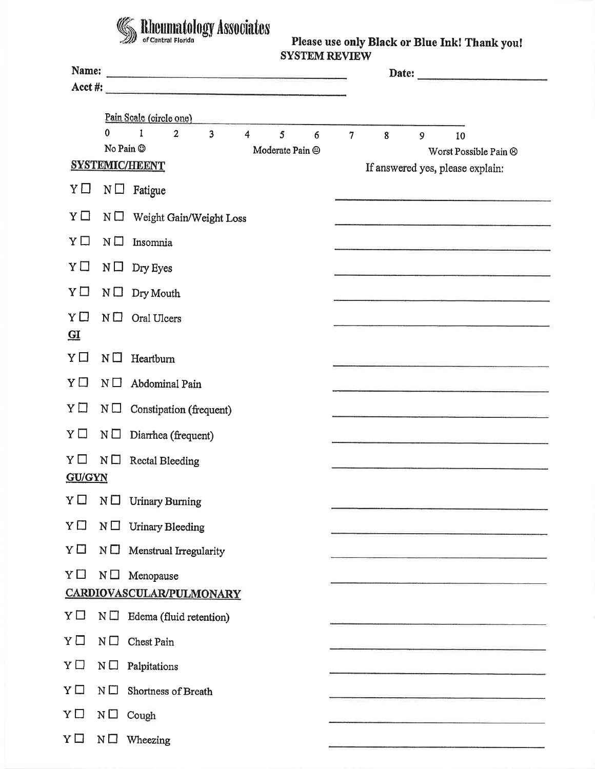**Rheumatology Associates** of Central Florida

**Please use only Black or Blue Ink! Thank you!**

**SYSTEM REVIEW**

**Name:** ______________________ **Date:** ______________________

**Acct #:** ______________________

Pain Scale (circle one)

| 0 | 1 | 2 | 3 | 4 | 5 | 6 | 7 | 8 | 9 | 10 |
|---|---|---|---|---|---|---|---|---|---|---|
| No Pain ☺ | | | | | Moderate Pain 😐 | | | | | Worst Possible Pain ☹ |

**SYSTEMIC/HEENT** — If answered yes, please explain:

- Y ☐ N ☐ Fatigue ______________________
- Y ☐ N ☐ Weight Gain/Weight Loss ______________________
- Y ☐ N ☐ Insomnia ______________________
- Y ☐ N ☐ Dry Eyes ______________________
- Y ☐ N ☐ Dry Mouth ______________________
- Y ☐ N ☐ Oral Ulcers ______________________

**GI**

- Y ☐ N ☐ Heartburn ______________________
- Y ☐ N ☐ Abdominal Pain ______________________
- Y ☐ N ☐ Constipation (frequent) ______________________
- Y ☐ N ☐ Diarrhea (frequent) ______________________
- Y ☐ N ☐ Rectal Bleeding ______________________

**GU/GYN**

- Y ☐ N ☐ Urinary Burning ______________________
- Y ☐ N ☐ Urinary Bleeding ______________________
- Y ☐ N ☐ Menstrual Irregularity ______________________
- Y ☐ N ☐ Menopause ______________________

**CARDIOVASCULAR/PULMONARY**

- Y ☐ N ☐ Edema (fluid retention) ______________________
- Y ☐ N ☐ Chest Pain ______________________
- Y ☐ N ☐ Palpitations ______________________
- Y ☐ N ☐ Shortness of Breath ______________________
- Y ☐ N ☐ Cough ______________________
- Y ☐ N ☐ Wheezing ______________________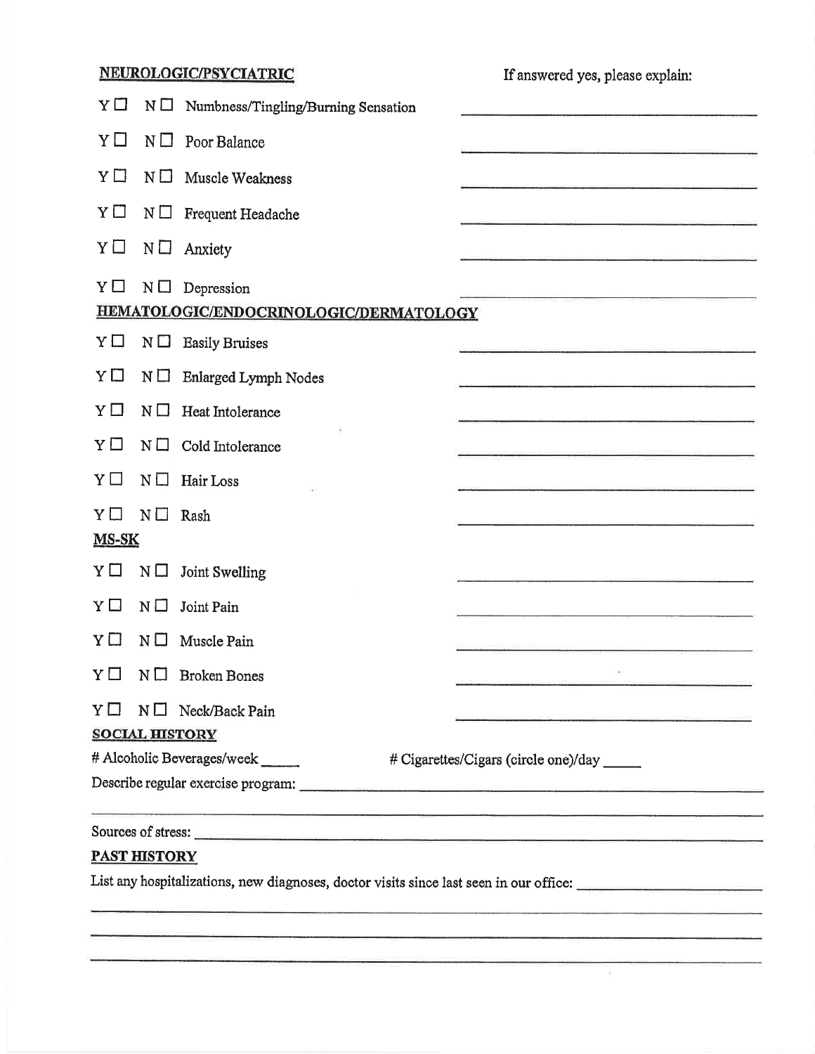**NEUROLOGIC/PSYCIATRIC**

If answered yes, please explain:

Y ☐ N ☐ Numbness/Tingling/Burning Sensation ______________________________

Y ☐ N ☐ Poor Balance ______________________________

Y ☐ N ☐ Muscle Weakness ______________________________

Y ☐ N ☐ Frequent Headache ______________________________

Y ☐ N ☐ Anxiety ______________________________

Y ☐ N ☐ Depression ______________________________

**HEMATOLOGIC/ENDOCRINOLOGIC/DERMATOLOGY**

Y ☐ N ☐ Easily Bruises ______________________________

Y ☐ N ☐ Enlarged Lymph Nodes ______________________________

Y ☐ N ☐ Heat Intolerance ______________________________

Y ☐ N ☐ Cold Intolerance ______________________________

Y ☐ N ☐ Hair Loss ______________________________

Y ☐ N ☐ Rash ______________________________

**MS-SK**

Y ☐ N ☐ Joint Swelling ______________________________

Y ☐ N ☐ Joint Pain ______________________________

Y ☐ N ☐ Muscle Pain ______________________________

Y ☐ N ☐ Broken Bones ______________________________

Y ☐ N ☐ Neck/Back Pain ______________________________

**SOCIAL HISTORY**

# Alcoholic Beverages/week _____ # Cigarettes/Cigars (circle one)/day _____

Describe regular exercise program: ______________________________

______________________________

Sources of stress: ______________________________

**PAST HISTORY**

List any hospitalizations, new diagnoses, doctor visits since last seen in our office: ______________________________

______________________________

______________________________

______________________________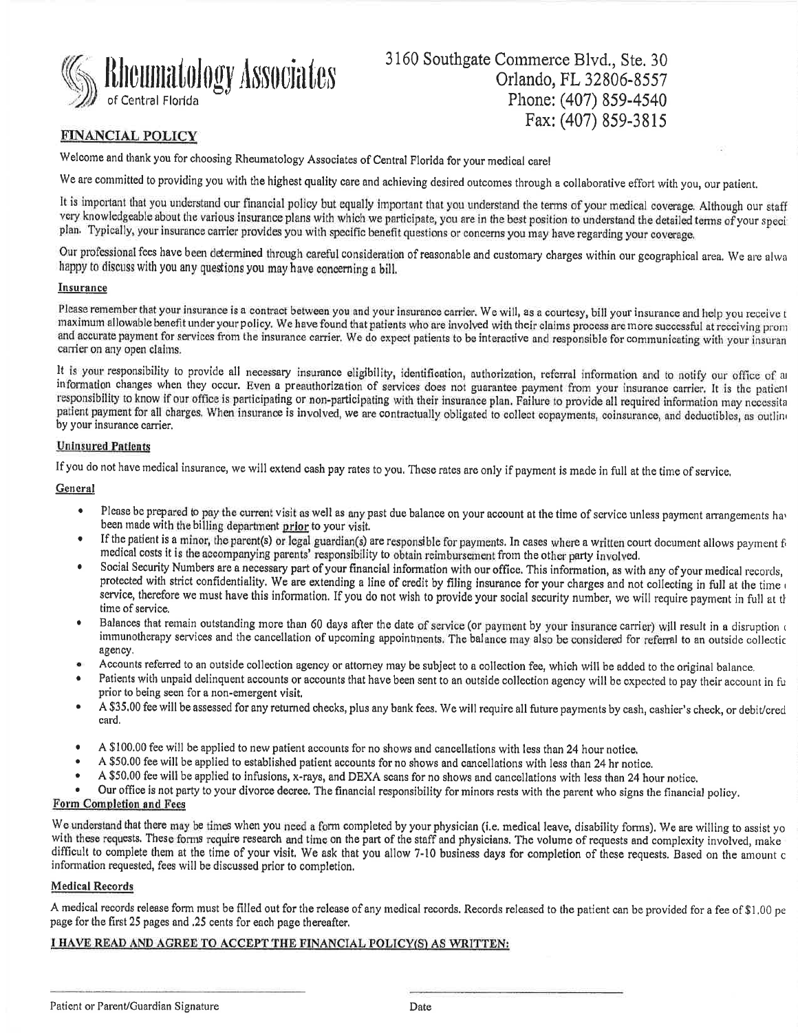# Rheumatology Associates
of Central Florida

3160 Southgate Commerce Blvd., Ste. 30
Orlando, FL 32806-8557
Phone: (407) 859-4540
Fax: (407) 859-3815

## FINANCIAL POLICY

Welcome and thank you for choosing Rheumatology Associates of Central Florida for your medical care!

We are committed to providing you with the highest quality care and achieving desired outcomes through a collaborative effort with you, our patient.

It is important that you understand our financial policy but equally important that you understand the terms of your medical coverage. Although our staff very knowledgeable about the various insurance plans with which we participate, you are in the best position to understand the detailed terms of your speci plan. Typically, your insurance carrier provides you with specific benefit questions or concerns you may have regarding your coverage.

Our professional fees have been determined through careful consideration of reasonable and customary charges within our geographical area. We are alwa happy to discuss with you any questions you may have concerning a bill.

### Insurance

Please remember that your insurance is a contract between you and your insurance carrier. We will, as a courtesy, bill your insurance and help you receive t maximum allowable benefit under your policy. We have found that patients who are involved with their claims process are more successful at receiving prom and accurate payment for services from the insurance carrier. We do expect patients to be interactive and responsible for communicating with your insuran carrier on any open claims.

It is your responsibility to provide all necessary insurance eligibility, identification, authorization, referral information and to notify our office of a information changes when they occur. Even a preauthorization of services does not guarantee payment from your insurance carrier. It is the patient responsibility to know if our office is participating or non-participating with their insurance plan. Failure to provide all required information may necessita patient payment for all charges. When insurance is involved, we are contractually obligated to collect copayments, coinsurance, and deductibles, as outlin by your insurance carrier.

### Uninsured Patients

If you do not have medical insurance, we will extend cash pay rates to you. These rates are only if payment is made in full at the time of service.

### General

- Please be prepared to pay the current visit as well as any past due balance on your account at the time of service unless payment arrangements ha been made with the billing department **prior** to your visit.
- If the patient is a minor, the parent(s) or legal guardian(s) are responsible for payments. In cases where a written court document allows payment f medical costs it is the accompanying parents' responsibility to obtain reimbursement from the other party involved.
- Social Security Numbers are a necessary part of your financial information with our office. This information, as with any of your medical records, protected with strict confidentiality. We are extending a line of credit by filing insurance for your charges and not collecting in full at the time service, therefore we must have this information. If you do not wish to provide your social security number, we will require payment in full at t time of service.
- Balances that remain outstanding more than 60 days after the date of service (or payment by your insurance carrier) will result in a disruption immunotherapy services and the cancellation of upcoming appointments. The balance may also be considered for referral to an outside collectic agency.
- Accounts referred to an outside collection agency or attorney may be subject to a collection fee, which will be added to the original balance.
- Patients with unpaid delinquent accounts or accounts that have been sent to an outside collection agency will be expected to pay their account in fu prior to being seen for a non-emergent visit.
- A $35.00 fee will be assessed for any returned checks, plus any bank fees. We will require all future payments by cash, cashier's check, or debit/cred card.
- A $100.00 fee will be applied to new patient accounts for no shows and cancellations with less than 24 hour notice.
- A $50.00 fee will be applied to established patient accounts for no shows and cancellations with less than 24 hr notice.
- A $50.00 fee will be applied to infusions, x-rays, and DEXA scans for no shows and cancellations with less than 24 hour notice.
- Our office is not party to your divorce decree. The financial responsibility for minors rests with the parent who signs the financial policy.

### Form Completion and Fees

We understand that there may be times when you need a form completed by your physician (i.e. medical leave, disability forms). We are willing to assist yo with these requests. These forms require research and time on the part of the staff and physicians. The volume of requests and complexity involved, make difficult to complete them at the time of your visit. We ask that you allow 7-10 business days for completion of these requests. Based on the amount c information requested, fees will be discussed prior to completion.

### Medical Records

A medical records release form must be filled out for the release of any medical records. Records released to the patient can be provided for a fee of $1.00 pe page for the first 25 pages and .25 cents for each page thereafter.

**I HAVE READ AND AGREE TO ACCEPT THE FINANCIAL POLICY(S) AS WRITTEN:**

Patient or Parent/Guardian Signature _______________ Date _______________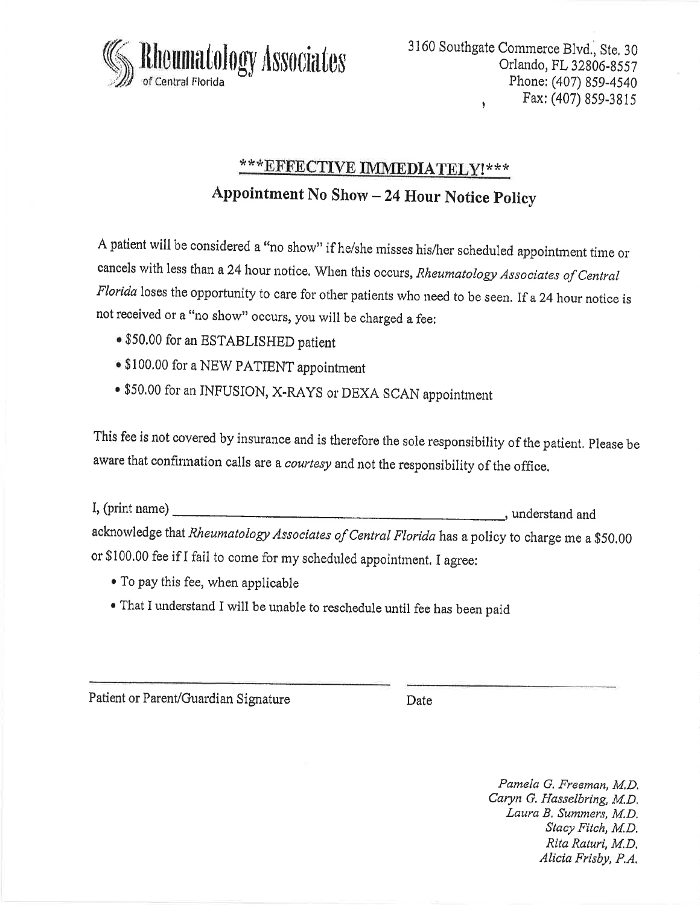**Rheumatology Associates** of Central Florida

3160 Southgate Commerce Blvd., Ste. 30
Orlando, FL 32806-8557
Phone: (407) 859-4540
Fax: (407) 859-3815

## ***EFFECTIVE IMMEDIATELY!***

## Appointment No Show – 24 Hour Notice Policy

A patient will be considered a "no show" if he/she misses his/her scheduled appointment time or cancels with less than a 24 hour notice. When this occurs, *Rheumatology Associates of Central Florida* loses the opportunity to care for other patients who need to be seen. If a 24 hour notice is not received or a "no show" occurs, you will be charged a fee:

- $50.00 for an ESTABLISHED patient
- $100.00 for a NEW PATIENT appointment
- $50.00 for an INFUSION, X-RAYS or DEXA SCAN appointment

This fee is not covered by insurance and is therefore the sole responsibility of the patient. Please be aware that confirmation calls are a *courtesy* and not the responsibility of the office.

I, (print name) ______________________________, understand and acknowledge that *Rheumatology Associates of Central Florida* has a policy to charge me a $50.00 or $100.00 fee if I fail to come for my scheduled appointment. I agree:

- To pay this fee, when applicable
- That I understand I will be unable to reschedule until fee has been paid

______________________________ ______________________
Patient or Parent/Guardian Signature Date

*Pamela G. Freeman, M.D.*
*Caryn G. Hasselbring, M.D.*
*Laura B. Summers, M.D.*
*Stacy Fitch, M.D.*
*Rita Raturi, M.D.*
*Alicia Frisby, P.A.*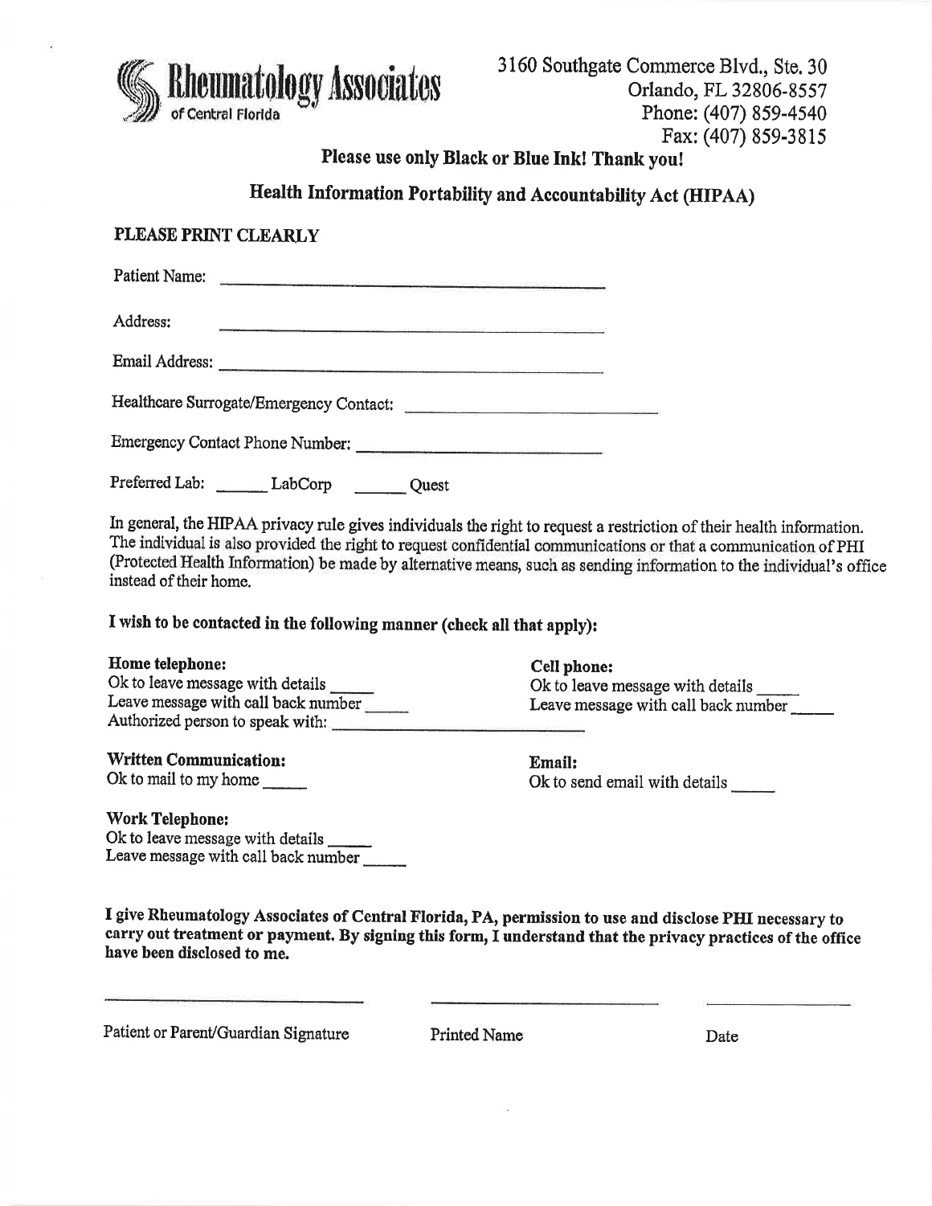**Rheumatology Associates** of Central Florida

3160 Southgate Commerce Blvd., Ste. 30
Orlando, FL 32806-8557
Phone: (407) 859-4540
Fax: (407) 859-3815

**Please use only Black or Blue Ink! Thank you!**

## Health Information Portability and Accountability Act (HIPAA)

**PLEASE PRINT CLEARLY**

Patient Name: ______________________________________

Address: ______________________________________

Email Address: ______________________________________

Healthcare Surrogate/Emergency Contact: ____________________________

Emergency Contact Phone Number: ____________________________

Preferred Lab: ______ LabCorp ______ Quest

In general, the HIPAA privacy rule gives individuals the right to request a restriction of their health information. The individual is also provided the right to request confidential communications or that a communication of PHI (Protected Health Information) be made by alternative means, such as sending information to the individual's office instead of their home.

**I wish to be contacted in the following manner (check all that apply):**

**Home telephone:**
Ok to leave message with details _____
Leave message with call back number _____
Authorized person to speak with: ____________________________

**Cell phone:**
Ok to leave message with details _____
Leave message with call back number _____

**Written Communication:**
Ok to mail to my home _____

**Email:**
Ok to send email with details _____

**Work Telephone:**
Ok to leave message with details _____
Leave message with call back number _____

**I give Rheumatology Associates of Central Florida, PA, permission to use and disclose PHI necessary to carry out treatment or payment. By signing this form, I understand that the privacy practices of the office have been disclosed to me.**

____________________________ ____________________________ ________________

Patient or Parent/Guardian Signature Printed Name Date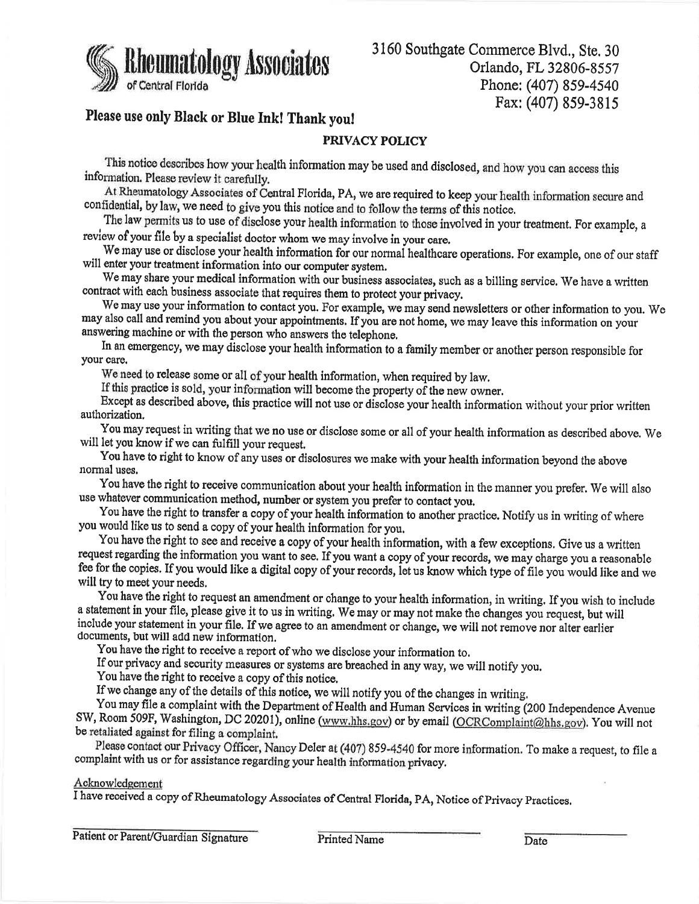**Rheumatology Associates**
of Central Florida

3160 Southgate Commerce Blvd., Ste. 30
Orlando, FL 32806-8557
Phone: (407) 859-4540
Fax: (407) 859-3815

**Please use only Black or Blue Ink! Thank you!**

## PRIVACY POLICY

This notice describes how your health information may be used and disclosed, and how you can access this information. Please review it carefully.

At Rheumatology Associates of Central Florida, PA, we are required to keep your health information secure and confidential, by law, we need to give you this notice and to follow the terms of this notice.

The law permits us to use of disclose your health information to those involved in your treatment. For example, a review of your file by a specialist doctor whom we may involve in your care.

We may use or disclose your health information for our normal healthcare operations. For example, one of our staff will enter your treatment information into our computer system.

We may share your medical information with our business associates, such as a billing service. We have a written contract with each business associate that requires them to protect your privacy.

We may use your information to contact you. For example, we may send newsletters or other information to you. We may also call and remind you about your appointments. If you are not home, we may leave this information on your answering machine or with the person who answers the telephone.

In an emergency, we may disclose your health information to a family member or another person responsible for your care.

We need to release some or all of your health information, when required by law.

If this practice is sold, your information will become the property of the new owner.

Except as described above, this practice will not use or disclose your health information without your prior written authorization.

You may request in writing that we no use or disclose some or all of your health information as described above. We will let you know if we can fulfill your request.

You have to right to know of any uses or disclosures we make with your health information beyond the above normal uses.

You have the right to receive communication about your health information in the manner you prefer. We will also use whatever communication method, number or system you prefer to contact you.

You have the right to transfer a copy of your health information to another practice. Notify us in writing of where you would like us to send a copy of your health information for you.

You have the right to see and receive a copy of your health information, with a few exceptions. Give us a written request regarding the information you want to see. If you want a copy of your records, we may charge you a reasonable fee for the copies. If you would like a digital copy of your records, let us know which type of file you would like and we will try to meet your needs.

You have the right to request an amendment or change to your health information, in writing. If you wish to include a statement in your file, please give it to us in writing. We may or may not make the changes you request, but will include your statement in your file. If we agree to an amendment or change, we will not remove nor alter earlier documents, but will add new information.

You have the right to receive a report of who we disclose your information to.

If our privacy and security measures or systems are breached in any way, we will notify you.

You have the right to receive a copy of this notice.

If we change any of the details of this notice, we will notify you of the changes in writing.

You may file a complaint with the Department of Health and Human Services in writing (200 Independence Avenue SW, Room 509F, Washington, DC 20201), online (www.hhs.gov) or by email (OCRComplaint@hhs.gov). You will not be retaliated against for filing a complaint.

Please contact our Privacy Officer, Nancy Deler at (407) 859-4540 for more information. To make a request, to file a complaint with us or for assistance regarding your health information privacy.

Acknowledgement

I have received a copy of Rheumatology Associates of Central Florida, PA, Notice of Privacy Practices.

| ______________________________ | ______________________________ | ______________ |
|---|---|---|
| Patient or Parent/Guardian Signature | Printed Name | Date |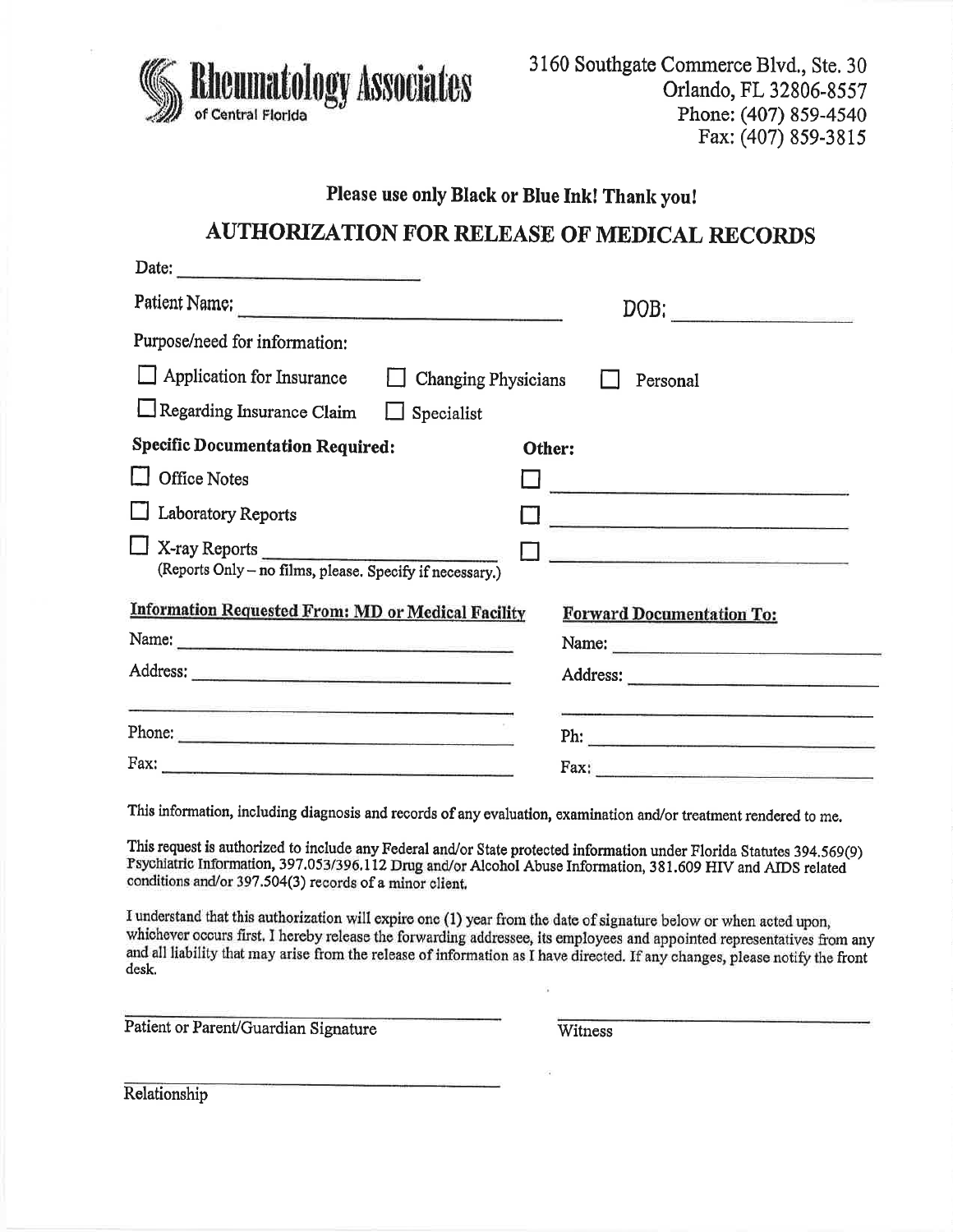**Rheumatology Associates** of Central Florida

3160 Southgate Commerce Blvd., Ste. 30
Orlando, FL 32806-8557
Phone: (407) 859-4540
Fax: (407) 859-3815

**Please use only Black or Blue Ink! Thank you!**

## AUTHORIZATION FOR RELEASE OF MEDICAL RECORDS

Date: ____________________

Patient Name: ____________________ DOB: ____________________

Purpose/need for information:

- ☐ Application for Insurance
- ☐ Changing Physicians
- ☐ Personal
- ☐ Regarding Insurance Claim
- ☐ Specialist

**Specific Documentation Required:**

- ☐ Office Notes
- ☐ Laboratory Reports
- ☐ X-ray Reports ____________________
  (Reports Only – no films, please. Specify if necessary.)

**Other:**

- ☐ ____________________
- ☐ ____________________
- ☐ ____________________

**Information Requested From: MD or Medical Facility**

Name: ____________________

Address: ____________________

____________________

Phone: ____________________

Fax: ____________________

**Forward Documentation To:**

Name: ____________________

Address: ____________________

____________________

Ph: ____________________

Fax: ____________________

This information, including diagnosis and records of any evaluation, examination and/or treatment rendered to me.

This request is authorized to include any Federal and/or State protected information under Florida Statutes 394.569(9) Psychiatric Information, 397.053/396.112 Drug and/or Alcohol Abuse Information, 381.609 HIV and AIDS related conditions and/or 397.504(3) records of a minor client.

I understand that this authorization will expire one (1) year from the date of signature below or when acted upon, whichever occurs first. I hereby release the forwarding addressee, its employees and appointed representatives from any and all liability that may arise from the release of information as I have directed. If any changes, please notify the front desk.

____________________
Patient or Parent/Guardian Signature

____________________
Witness

____________________
Relationship